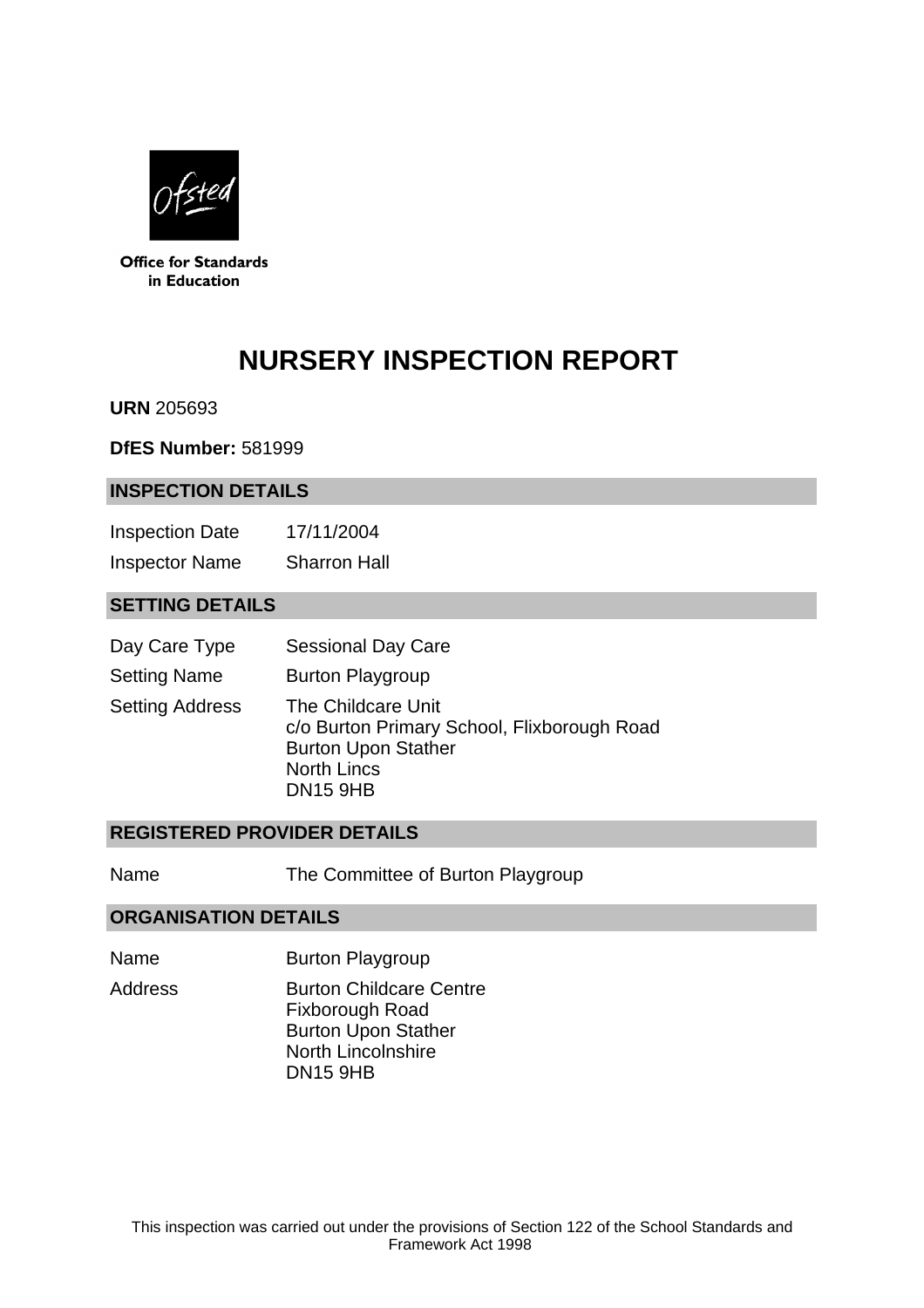Office for Standards in Education

# NURSERY INSPECTION REPORT

**URN** 205693

**DfES Number:** 581999

## INSPECTION DETAILS

| | |
|---|---|
| Inspection Date | 17/11/2004 |
| Inspector Name | Sharron Hall |

## SETTING DETAILS

| | |
|---|---|
| Day Care Type | Sessional Day Care |
| Setting Name | Burton Playgroup |
| Setting Address | The Childcare Unit<br>c/o Burton Primary School, Flixborough Road<br>Burton Upon Stather<br>North Lincs<br>DN15 9HB |

## REGISTERED PROVIDER DETAILS

| | |
|---|---|
| Name | The Committee of Burton Playgroup |

## ORGANISATION DETAILS

| | |
|---|---|
| Name | Burton Playgroup |
| Address | Burton Childcare Centre<br>Fixborough Road<br>Burton Upon Stather<br>North Lincolnshire<br>DN15 9HB |

This inspection was carried out under the provisions of Section 122 of the School Standards and Framework Act 1998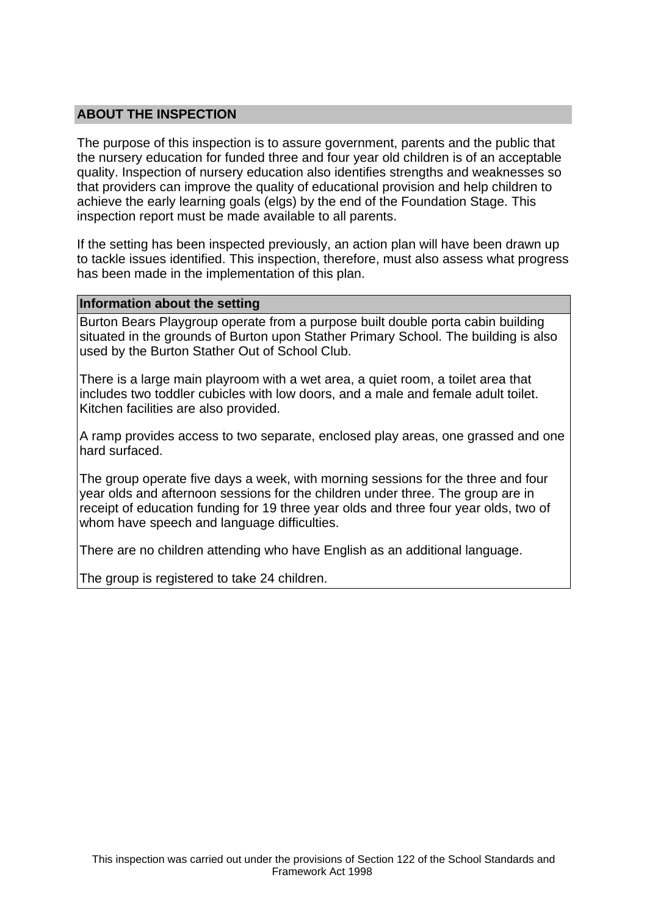## ABOUT THE INSPECTION

The purpose of this inspection is to assure government, parents and the public that the nursery education for funded three and four year old children is of an acceptable quality. Inspection of nursery education also identifies strengths and weaknesses so that providers can improve the quality of educational provision and help children to achieve the early learning goals (elgs) by the end of the Foundation Stage. This inspection report must be made available to all parents.

If the setting has been inspected previously, an action plan will have been drawn up to tackle issues identified. This inspection, therefore, must also assess what progress has been made in the implementation of this plan.

### Information about the setting

Burton Bears Playgroup operate from a purpose built double porta cabin building situated in the grounds of Burton upon Stather Primary School. The building is also used by the Burton Stather Out of School Club.

There is a large main playroom with a wet area, a quiet room, a toilet area that includes two toddler cubicles with low doors, and a male and female adult toilet. Kitchen facilities are also provided.

A ramp provides access to two separate, enclosed play areas, one grassed and one hard surfaced.

The group operate five days a week, with morning sessions for the three and four year olds and afternoon sessions for the children under three. The group are in receipt of education funding for 19 three year olds and three four year olds, two of whom have speech and language difficulties.

There are no children attending who have English as an additional language.

The group is registered to take 24 children.

This inspection was carried out under the provisions of Section 122 of the School Standards and Framework Act 1998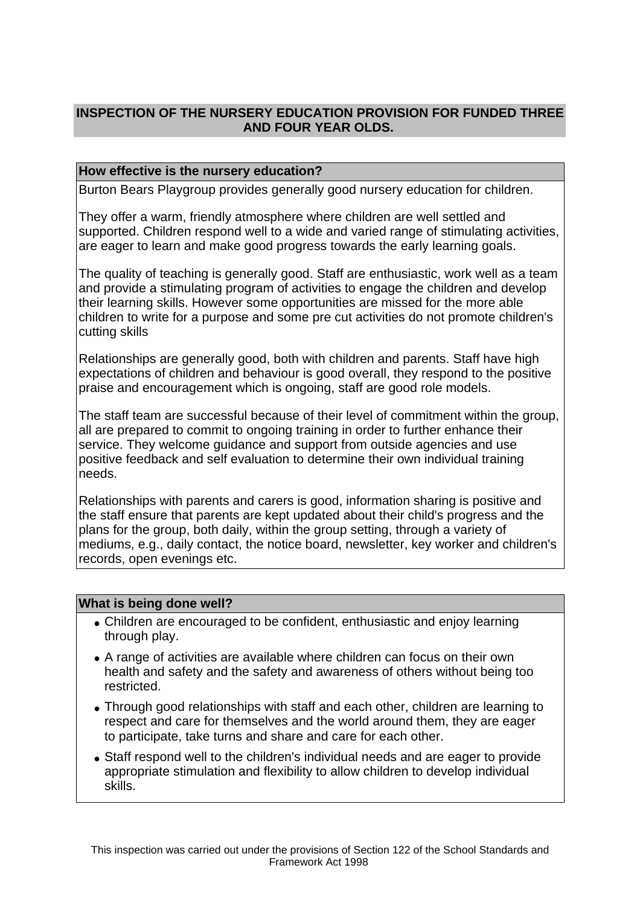## INSPECTION OF THE NURSERY EDUCATION PROVISION FOR FUNDED THREE AND FOUR YEAR OLDS.

### How effective is the nursery education?

Burton Bears Playgroup provides generally good nursery education for children.

They offer a warm, friendly atmosphere where children are well settled and supported. Children respond well to a wide and varied range of stimulating activities, are eager to learn and make good progress towards the early learning goals.

The quality of teaching is generally good. Staff are enthusiastic, work well as a team and provide a stimulating program of activities to engage the children and develop their learning skills. However some opportunities are missed for the more able children to write for a purpose and some pre cut activities do not promote children's cutting skills

Relationships are generally good, both with children and parents. Staff have high expectations of children and behaviour is good overall, they respond to the positive praise and encouragement which is ongoing, staff are good role models.

The staff team are successful because of their level of commitment within the group, all are prepared to commit to ongoing training in order to further enhance their service. They welcome guidance and support from outside agencies and use positive feedback and self evaluation to determine their own individual training needs.

Relationships with parents and carers is good, information sharing is positive and the staff ensure that parents are kept updated about their child's progress and the plans for the group, both daily, within the group setting, through a variety of mediums, e.g., daily contact, the notice board, newsletter, key worker and children's records, open evenings etc.

### What is being done well?

- Children are encouraged to be confident, enthusiastic and enjoy learning through play.
- A range of activities are available where children can focus on their own health and safety and the safety and awareness of others without being too restricted.
- Through good relationships with staff and each other, children are learning to respect and care for themselves and the world around them, they are eager to participate, take turns and share and care for each other.
- Staff respond well to the children's individual needs and are eager to provide appropriate stimulation and flexibility to allow children to develop individual skills.

This inspection was carried out under the provisions of Section 122 of the School Standards and Framework Act 1998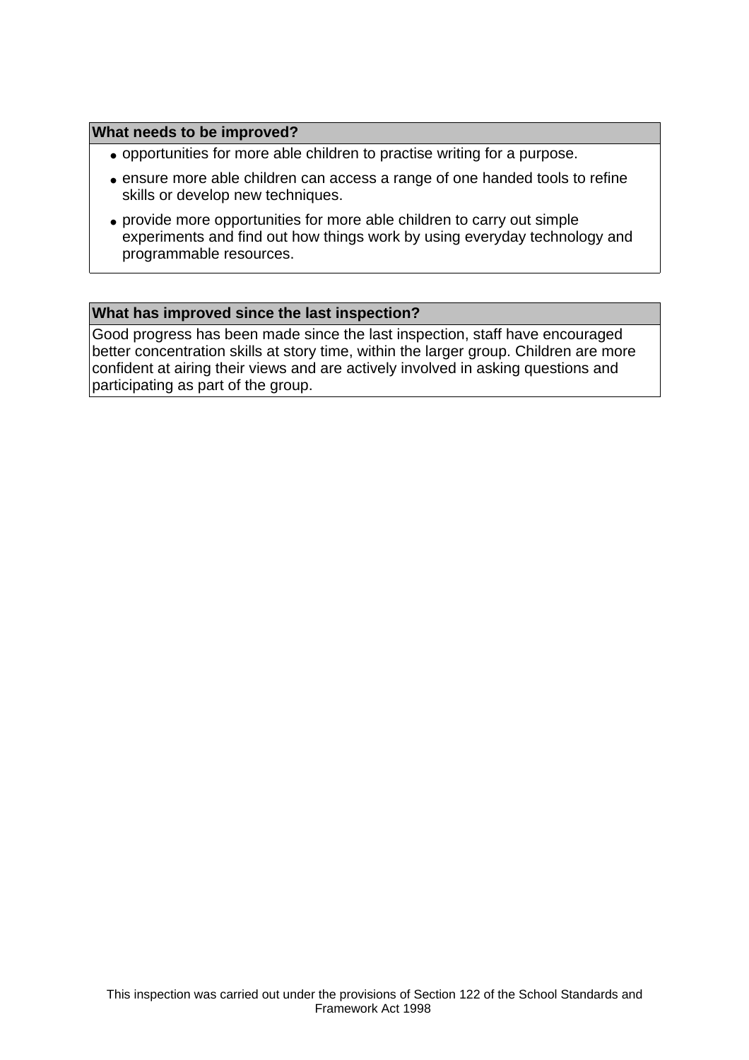## What needs to be improved?

- opportunities for more able children to practise writing for a purpose.
- ensure more able children can access a range of one handed tools to refine skills or develop new techniques.
- provide more opportunities for more able children to carry out simple experiments and find out how things work by using everyday technology and programmable resources.

## What has improved since the last inspection?

Good progress has been made since the last inspection, staff have encouraged better concentration skills at story time, within the larger group. Children are more confident at airing their views and are actively involved in asking questions and participating as part of the group.

This inspection was carried out under the provisions of Section 122 of the School Standards and Framework Act 1998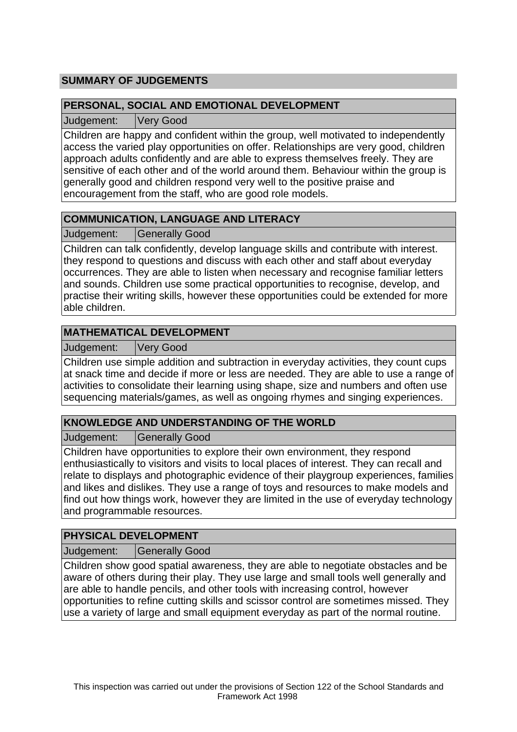## SUMMARY OF JUDGEMENTS

### PERSONAL, SOCIAL AND EMOTIONAL DEVELOPMENT

| Judgement: | Very Good |
|---|---|

Children are happy and confident within the group, well motivated to independently access the varied play opportunities on offer. Relationships are very good, children approach adults confidently and are able to express themselves freely. They are sensitive of each other and of the world around them. Behaviour within the group is generally good and children respond very well to the positive praise and encouragement from the staff, who are good role models.

### COMMUNICATION, LANGUAGE AND LITERACY

| Judgement: | Generally Good |
|---|---|

Children can talk confidently, develop language skills and contribute with interest. they respond to questions and discuss with each other and staff about everyday occurrences. They are able to listen when necessary and recognise familiar letters and sounds. Children use some practical opportunities to recognise, develop, and practise their writing skills, however these opportunities could be extended for more able children.

### MATHEMATICAL DEVELOPMENT

| Judgement: | Very Good |
|---|---|

Children use simple addition and subtraction in everyday activities, they count cups at snack time and decide if more or less are needed. They are able to use a range of activities to consolidate their learning using shape, size and numbers and often use sequencing materials/games, as well as ongoing rhymes and singing experiences.

### KNOWLEDGE AND UNDERSTANDING OF THE WORLD

| Judgement: | Generally Good |
|---|---|

Children have opportunities to explore their own environment, they respond enthusiastically to visitors and visits to local places of interest. They can recall and relate to displays and photographic evidence of their playgroup experiences, families and likes and dislikes. They use a range of toys and resources to make models and find out how things work, however they are limited in the use of everyday technology and programmable resources.

### PHYSICAL DEVELOPMENT

| Judgement: | Generally Good |
|---|---|

Children show good spatial awareness, they are able to negotiate obstacles and be aware of others during their play. They use large and small tools well generally and are able to handle pencils, and other tools with increasing control, however opportunities to refine cutting skills and scissor control are sometimes missed. They use a variety of large and small equipment everyday as part of the normal routine.

This inspection was carried out under the provisions of Section 122 of the School Standards and Framework Act 1998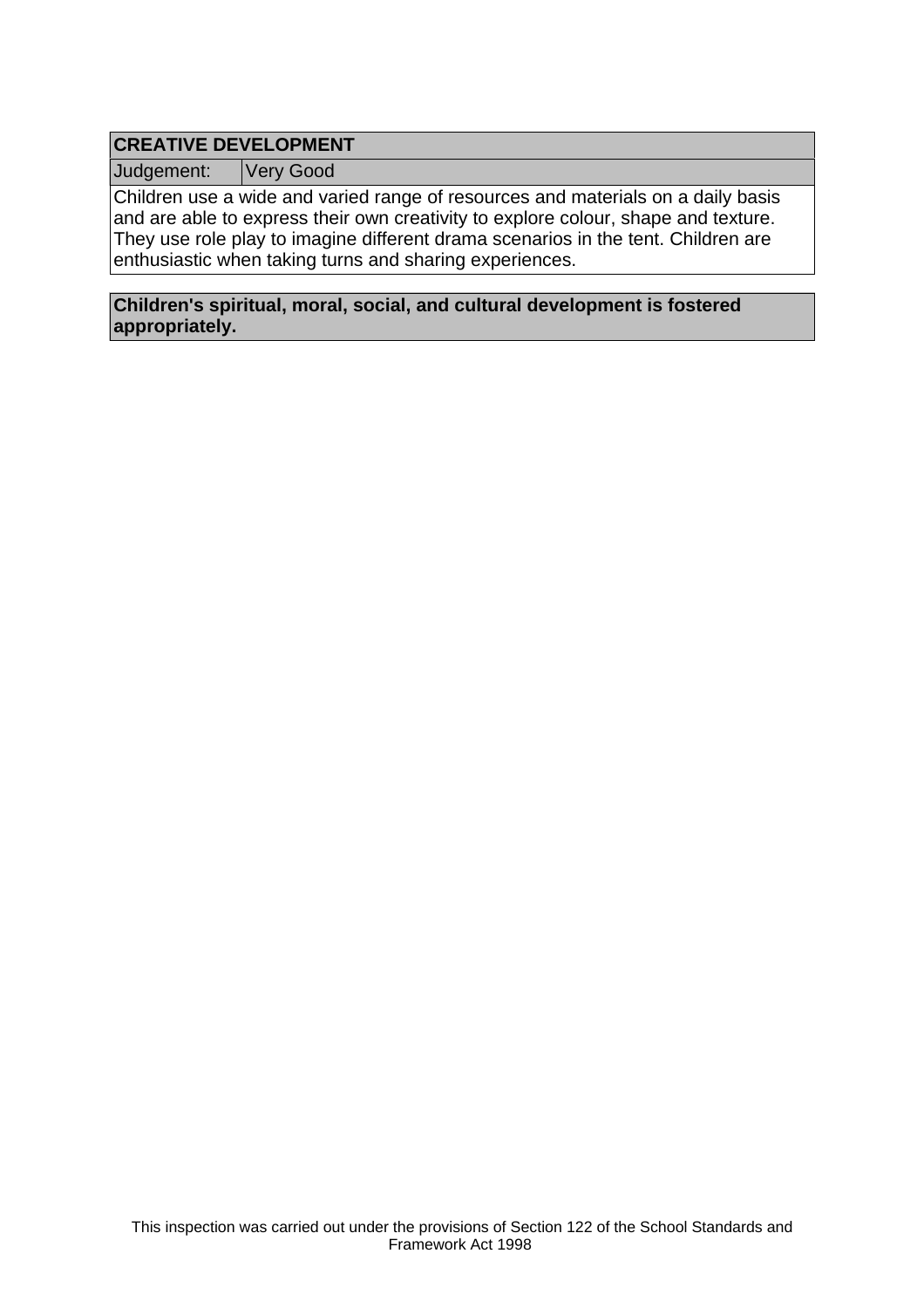| CREATIVE DEVELOPMENT | |
|---|---|
| Judgement: | Very Good |

Children use a wide and varied range of resources and materials on a daily basis and are able to express their own creativity to explore colour, shape and texture. They use role play to imagine different drama scenarios in the tent. Children are enthusiastic when taking turns and sharing experiences.

**Children's spiritual, moral, social, and cultural development is fostered appropriately.**

This inspection was carried out under the provisions of Section 122 of the School Standards and Framework Act 1998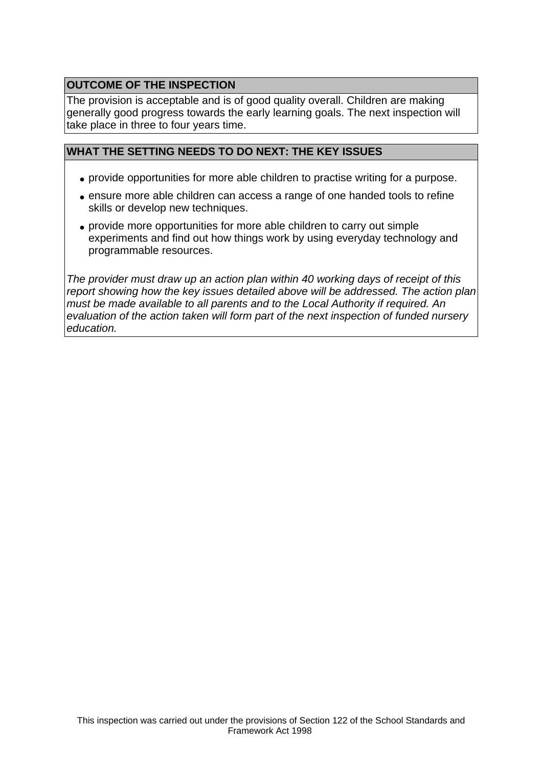## OUTCOME OF THE INSPECTION

The provision is acceptable and is of good quality overall. Children are making generally good progress towards the early learning goals. The next inspection will take place in three to four years time.

## WHAT THE SETTING NEEDS TO DO NEXT: THE KEY ISSUES

- provide opportunities for more able children to practise writing for a purpose.
- ensure more able children can access a range of one handed tools to refine skills or develop new techniques.
- provide more opportunities for more able children to carry out simple experiments and find out how things work by using everyday technology and programmable resources.

*The provider must draw up an action plan within 40 working days of receipt of this report showing how the key issues detailed above will be addressed. The action plan must be made available to all parents and to the Local Authority if required. An evaluation of the action taken will form part of the next inspection of funded nursery education.*

This inspection was carried out under the provisions of Section 122 of the School Standards and Framework Act 1998